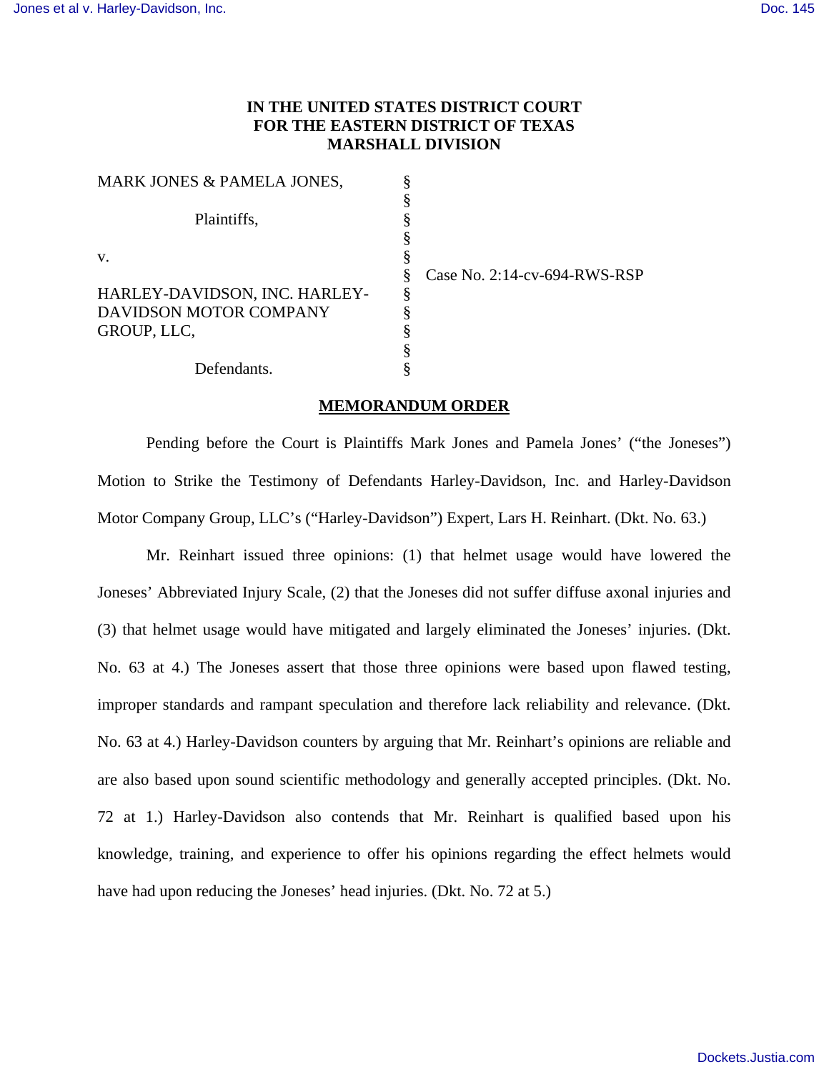**IN THE UNITED STATES DISTRICT COURT**
**FOR THE EASTERN DISTRICT OF TEXAS**
**MARSHALL DIVISION**

| | | |
|---|---|---|
| MARK JONES & PAMELA JONES, | § | |
| | § | |
| Plaintiffs, | § | |
| | § | |
| v. | § | |
| | § | Case No. 2:14-cv-694-RWS-RSP |
| HARLEY-DAVIDSON, INC. HARLEY-DAVIDSON MOTOR COMPANY GROUP, LLC, | § | |
| | § | |
| Defendants. | § | |

**MEMORANDUM ORDER**

Pending before the Court is Plaintiffs Mark Jones and Pamela Jones' ("the Joneses") Motion to Strike the Testimony of Defendants Harley-Davidson, Inc. and Harley-Davidson Motor Company Group, LLC's ("Harley-Davidson") Expert, Lars H. Reinhart. (Dkt. No. 63.)

Mr. Reinhart issued three opinions: (1) that helmet usage would have lowered the Joneses' Abbreviated Injury Scale, (2) that the Joneses did not suffer diffuse axonal injuries and (3) that helmet usage would have mitigated and largely eliminated the Joneses' injuries. (Dkt. No. 63 at 4.) The Joneses assert that those three opinions were based upon flawed testing, improper standards and rampant speculation and therefore lack reliability and relevance. (Dkt. No. 63 at 4.) Harley-Davidson counters by arguing that Mr. Reinhart's opinions are reliable and are also based upon sound scientific methodology and generally accepted principles. (Dkt. No. 72 at 1.) Harley-Davidson also contends that Mr. Reinhart is qualified based upon his knowledge, training, and experience to offer his opinions regarding the effect helmets would have had upon reducing the Joneses' head injuries. (Dkt. No. 72 at 5.)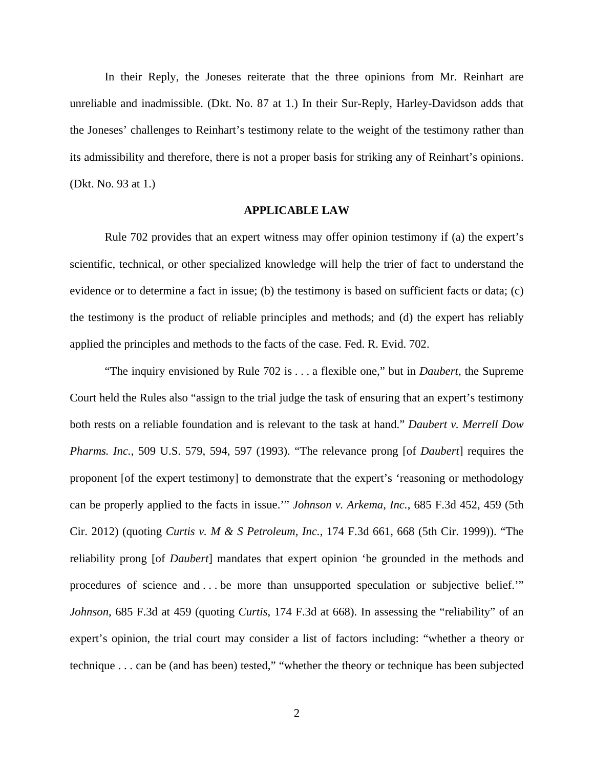In their Reply, the Joneses reiterate that the three opinions from Mr. Reinhart are unreliable and inadmissible. (Dkt. No. 87 at 1.) In their Sur-Reply, Harley-Davidson adds that the Joneses' challenges to Reinhart's testimony relate to the weight of the testimony rather than its admissibility and therefore, there is not a proper basis for striking any of Reinhart's opinions. (Dkt. No. 93 at 1.)

**APPLICABLE LAW**

Rule 702 provides that an expert witness may offer opinion testimony if (a) the expert's scientific, technical, or other specialized knowledge will help the trier of fact to understand the evidence or to determine a fact in issue; (b) the testimony is based on sufficient facts or data; (c) the testimony is the product of reliable principles and methods; and (d) the expert has reliably applied the principles and methods to the facts of the case. Fed. R. Evid. 702.

"The inquiry envisioned by Rule 702 is . . . a flexible one," but in *Daubert*, the Supreme Court held the Rules also "assign to the trial judge the task of ensuring that an expert's testimony both rests on a reliable foundation and is relevant to the task at hand." *Daubert v. Merrell Dow Pharms. Inc.*, 509 U.S. 579, 594, 597 (1993). "The relevance prong [of *Daubert*] requires the proponent [of the expert testimony] to demonstrate that the expert's 'reasoning or methodology can be properly applied to the facts in issue.'" *Johnson v. Arkema, Inc.*, 685 F.3d 452, 459 (5th Cir. 2012) (quoting *Curtis v. M & S Petroleum, Inc.*, 174 F.3d 661, 668 (5th Cir. 1999)). "The reliability prong [of *Daubert*] mandates that expert opinion 'be grounded in the methods and procedures of science and . . . be more than unsupported speculation or subjective belief.'" *Johnson*, 685 F.3d at 459 (quoting *Curtis*, 174 F.3d at 668). In assessing the "reliability" of an expert's opinion, the trial court may consider a list of factors including: "whether a theory or technique . . . can be (and has been) tested," "whether the theory or technique has been subjected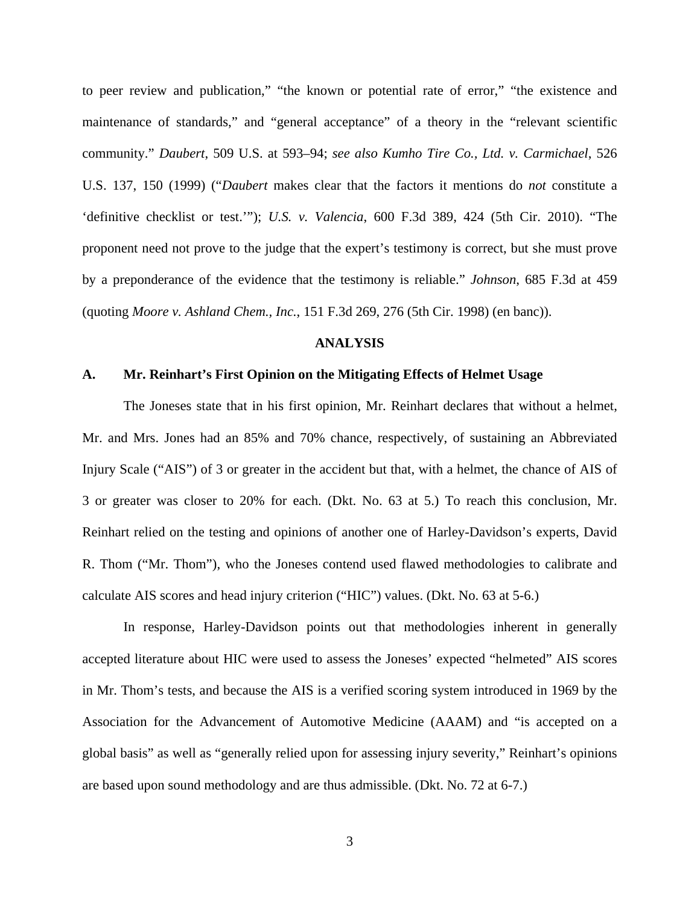to peer review and publication," "the known or potential rate of error," "the existence and maintenance of standards," and "general acceptance" of a theory in the "relevant scientific community." *Daubert*, 509 U.S. at 593–94; *see also Kumho Tire Co., Ltd. v. Carmichael*, 526 U.S. 137, 150 (1999) ("*Daubert* makes clear that the factors it mentions do *not* constitute a 'definitive checklist or test.'"); *U.S. v. Valencia*, 600 F.3d 389, 424 (5th Cir. 2010). "The proponent need not prove to the judge that the expert's testimony is correct, but she must prove by a preponderance of the evidence that the testimony is reliable." *Johnson*, 685 F.3d at 459 (quoting *Moore v. Ashland Chem., Inc.*, 151 F.3d 269, 276 (5th Cir. 1998) (en banc)).

## ANALYSIS

### A. Mr. Reinhart's First Opinion on the Mitigating Effects of Helmet Usage

The Joneses state that in his first opinion, Mr. Reinhart declares that without a helmet, Mr. and Mrs. Jones had an 85% and 70% chance, respectively, of sustaining an Abbreviated Injury Scale ("AIS") of 3 or greater in the accident but that, with a helmet, the chance of AIS of 3 or greater was closer to 20% for each. (Dkt. No. 63 at 5.) To reach this conclusion, Mr. Reinhart relied on the testing and opinions of another one of Harley-Davidson's experts, David R. Thom ("Mr. Thom"), who the Joneses contend used flawed methodologies to calibrate and calculate AIS scores and head injury criterion ("HIC") values. (Dkt. No. 63 at 5-6.)

In response, Harley-Davidson points out that methodologies inherent in generally accepted literature about HIC were used to assess the Joneses' expected "helmeted" AIS scores in Mr. Thom's tests, and because the AIS is a verified scoring system introduced in 1969 by the Association for the Advancement of Automotive Medicine (AAAM) and "is accepted on a global basis" as well as "generally relied upon for assessing injury severity," Reinhart's opinions are based upon sound methodology and are thus admissible. (Dkt. No. 72 at 6-7.)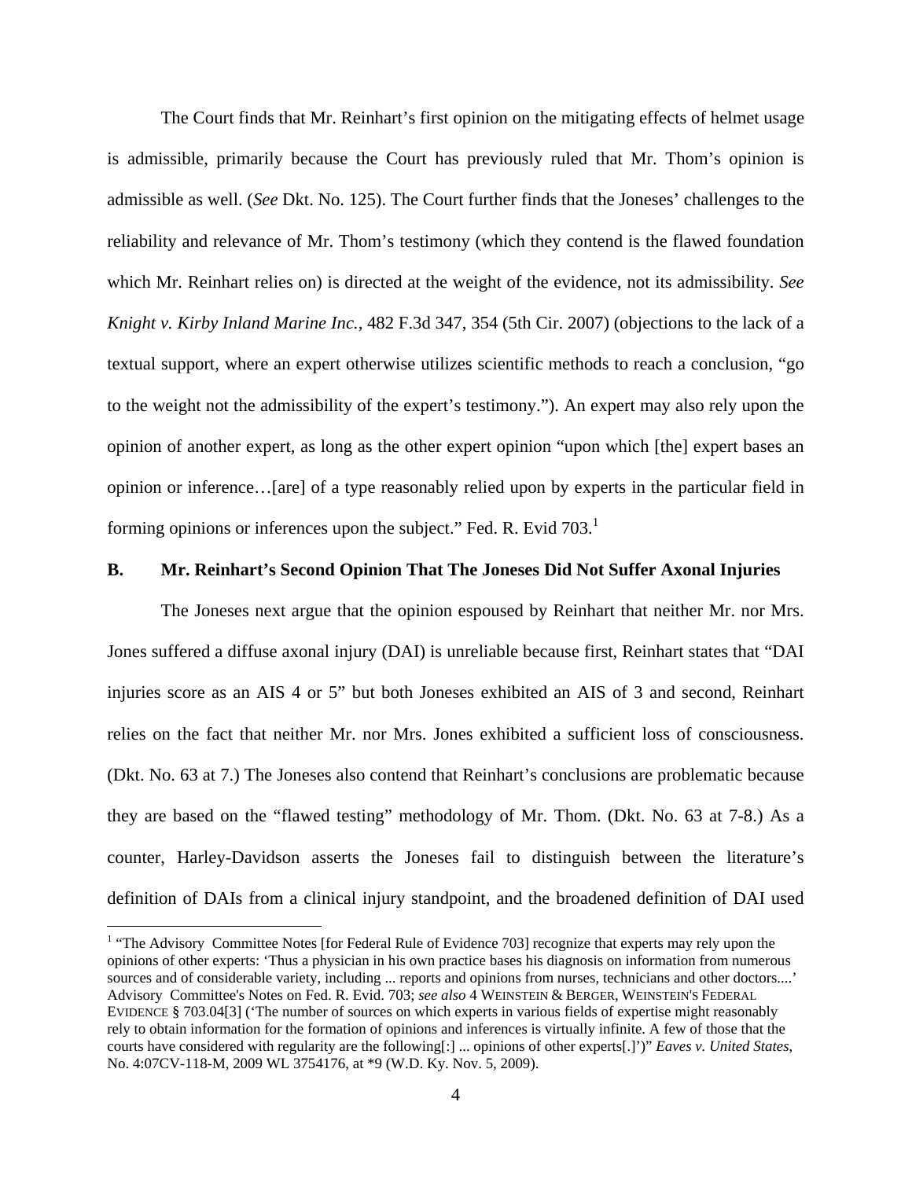The Court finds that Mr. Reinhart's first opinion on the mitigating effects of helmet usage is admissible, primarily because the Court has previously ruled that Mr. Thom's opinion is admissible as well. (*See* Dkt. No. 125). The Court further finds that the Joneses' challenges to the reliability and relevance of Mr. Thom's testimony (which they contend is the flawed foundation which Mr. Reinhart relies on) is directed at the weight of the evidence, not its admissibility. *See Knight v. Kirby Inland Marine Inc.*, 482 F.3d 347, 354 (5th Cir. 2007) (objections to the lack of a textual support, where an expert otherwise utilizes scientific methods to reach a conclusion, "go to the weight not the admissibility of the expert's testimony."). An expert may also rely upon the opinion of another expert, as long as the other expert opinion "upon which [the] expert bases an opinion or inference…[are] of a type reasonably relied upon by experts in the particular field in forming opinions or inferences upon the subject." Fed. R. Evid 703.[1]

## B. Mr. Reinhart's Second Opinion That The Joneses Did Not Suffer Axonal Injuries

The Joneses next argue that the opinion espoused by Reinhart that neither Mr. nor Mrs. Jones suffered a diffuse axonal injury (DAI) is unreliable because first, Reinhart states that "DAI injuries score as an AIS 4 or 5" but both Joneses exhibited an AIS of 3 and second, Reinhart relies on the fact that neither Mr. nor Mrs. Jones exhibited a sufficient loss of consciousness. (Dkt. No. 63 at 7.) The Joneses also contend that Reinhart's conclusions are problematic because they are based on the "flawed testing" methodology of Mr. Thom. (Dkt. No. 63 at 7-8.) As a counter, Harley-Davidson asserts the Joneses fail to distinguish between the literature's definition of DAIs from a clinical injury standpoint, and the broadened definition of DAI used

[1] "The Advisory Committee Notes [for Federal Rule of Evidence 703] recognize that experts may rely upon the opinions of other experts: 'Thus a physician in his own practice bases his diagnosis on information from numerous sources and of considerable variety, including ... reports and opinions from nurses, technicians and other doctors....' Advisory Committee's Notes on Fed. R. Evid. 703; *see also* 4 WEINSTEIN & BERGER, WEINSTEIN'S FEDERAL EVIDENCE § 703.04[3] ('The number of sources on which experts in various fields of expertise might reasonably rely to obtain information for the formation of opinions and inferences is virtually infinite. A few of those that the courts have considered with regularity are the following[:] ... opinions of other experts[.]')" *Eaves v. United States*, No. 4:07CV-118-M, 2009 WL 3754176, at *9 (W.D. Ky. Nov. 5, 2009).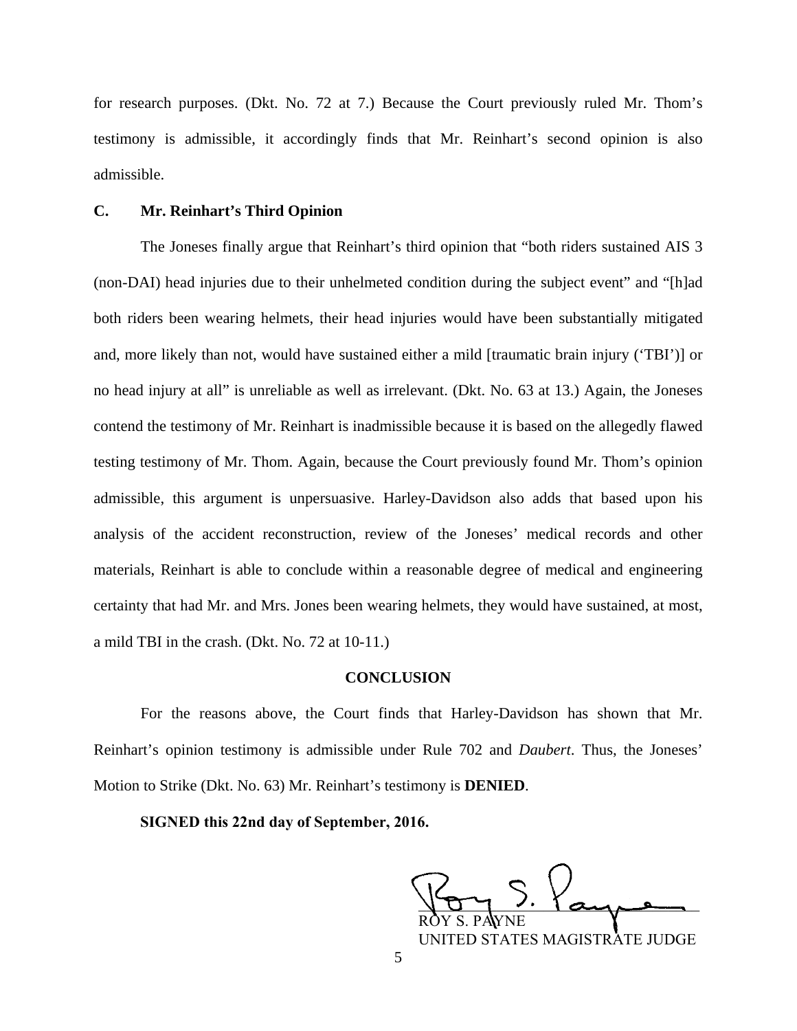for research purposes. (Dkt. No. 72 at 7.) Because the Court previously ruled Mr. Thom's testimony is admissible, it accordingly finds that Mr. Reinhart's second opinion is also admissible.

### C. Mr. Reinhart's Third Opinion

The Joneses finally argue that Reinhart's third opinion that "both riders sustained AIS 3 (non-DAI) head injuries due to their unhelmeted condition during the subject event" and "[h]ad both riders been wearing helmets, their head injuries would have been substantially mitigated and, more likely than not, would have sustained either a mild [traumatic brain injury ('TBI')] or no head injury at all" is unreliable as well as irrelevant. (Dkt. No. 63 at 13.) Again, the Joneses contend the testimony of Mr. Reinhart is inadmissible because it is based on the allegedly flawed testing testimony of Mr. Thom. Again, because the Court previously found Mr. Thom's opinion admissible, this argument is unpersuasive. Harley-Davidson also adds that based upon his analysis of the accident reconstruction, review of the Joneses' medical records and other materials, Reinhart is able to conclude within a reasonable degree of medical and engineering certainty that had Mr. and Mrs. Jones been wearing helmets, they would have sustained, at most, a mild TBI in the crash. (Dkt. No. 72 at 10-11.)

## CONCLUSION

For the reasons above, the Court finds that Harley-Davidson has shown that Mr. Reinhart's opinion testimony is admissible under Rule 702 and *Daubert*. Thus, the Joneses' Motion to Strike (Dkt. No. 63) Mr. Reinhart's testimony is **DENIED**.

**SIGNED this 22nd day of September, 2016.**

ROY S. PAYNE
UNITED STATES MAGISTRATE JUDGE